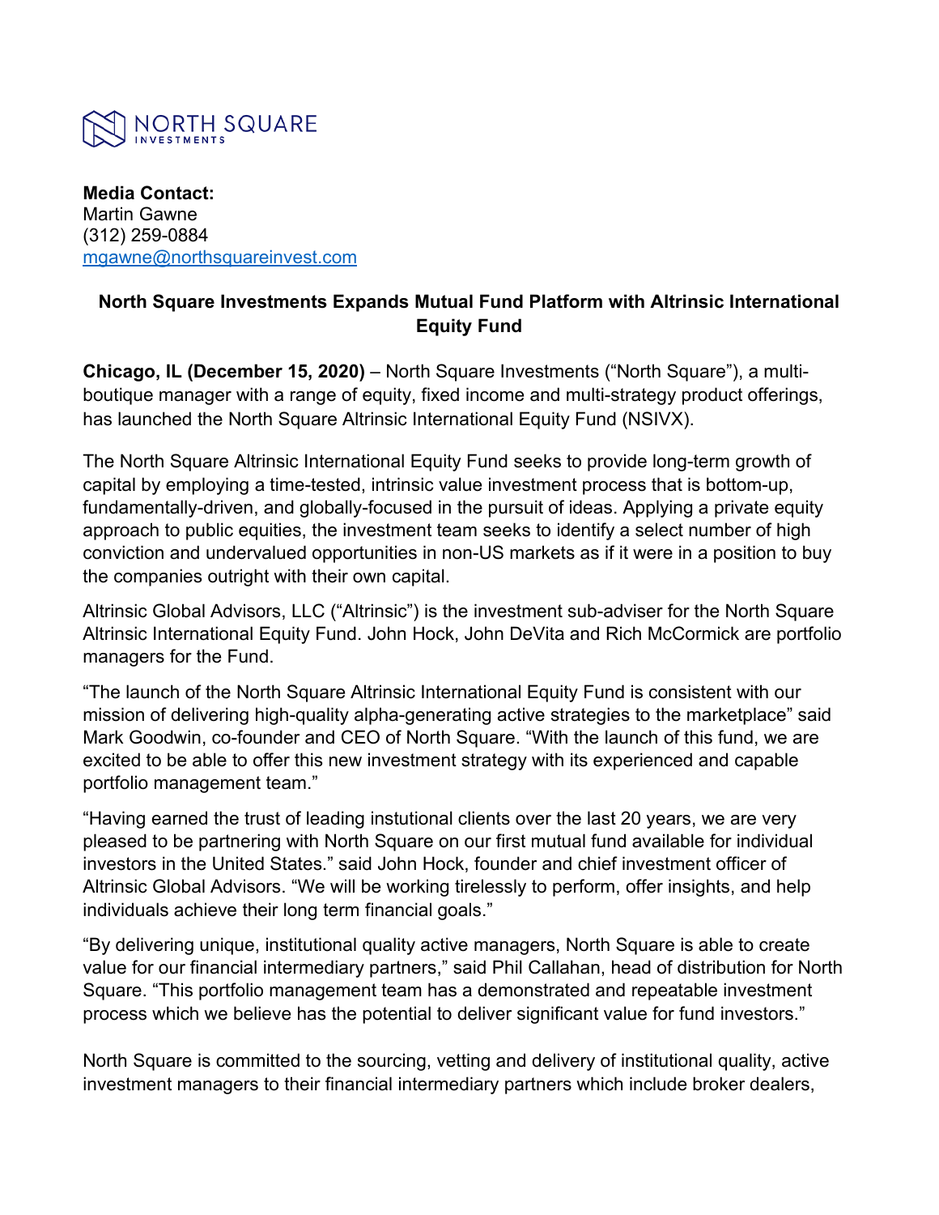NORTH SQUARE
INVESTMENTS

**Media Contact:**
Martin Gawne
(312) 259-0884
mgawne@northsquareinvest.com

**North Square Investments Expands Mutual Fund Platform with Altrinsic International Equity Fund**

**Chicago, IL (December 15, 2020)** – North Square Investments ("North Square"), a multi-boutique manager with a range of equity, fixed income and multi-strategy product offerings, has launched the North Square Altrinsic International Equity Fund (NSIVX).

The North Square Altrinsic International Equity Fund seeks to provide long-term growth of capital by employing a time-tested, intrinsic value investment process that is bottom-up, fundamentally-driven, and globally-focused in the pursuit of ideas. Applying a private equity approach to public equities, the investment team seeks to identify a select number of high conviction and undervalued opportunities in non-US markets as if it were in a position to buy the companies outright with their own capital.

Altrinsic Global Advisors, LLC ("Altrinsic") is the investment sub-adviser for the North Square Altrinsic International Equity Fund. John Hock, John DeVita and Rich McCormick are portfolio managers for the Fund.

"The launch of the North Square Altrinsic International Equity Fund is consistent with our mission of delivering high-quality alpha-generating active strategies to the marketplace" said Mark Goodwin, co-founder and CEO of North Square. "With the launch of this fund, we are excited to be able to offer this new investment strategy with its experienced and capable portfolio management team."

"Having earned the trust of leading instutional clients over the last 20 years, we are very pleased to be partnering with North Square on our first mutual fund available for individual investors in the United States." said John Hock, founder and chief investment officer of Altrinsic Global Advisors. "We will be working tirelessly to perform, offer insights, and help individuals achieve their long term financial goals."

"By delivering unique, institutional quality active managers, North Square is able to create value for our financial intermediary partners," said Phil Callahan, head of distribution for North Square. "This portfolio management team has a demonstrated and repeatable investment process which we believe has the potential to deliver significant value for fund investors."

North Square is committed to the sourcing, vetting and delivery of institutional quality, active investment managers to their financial intermediary partners which include broker dealers,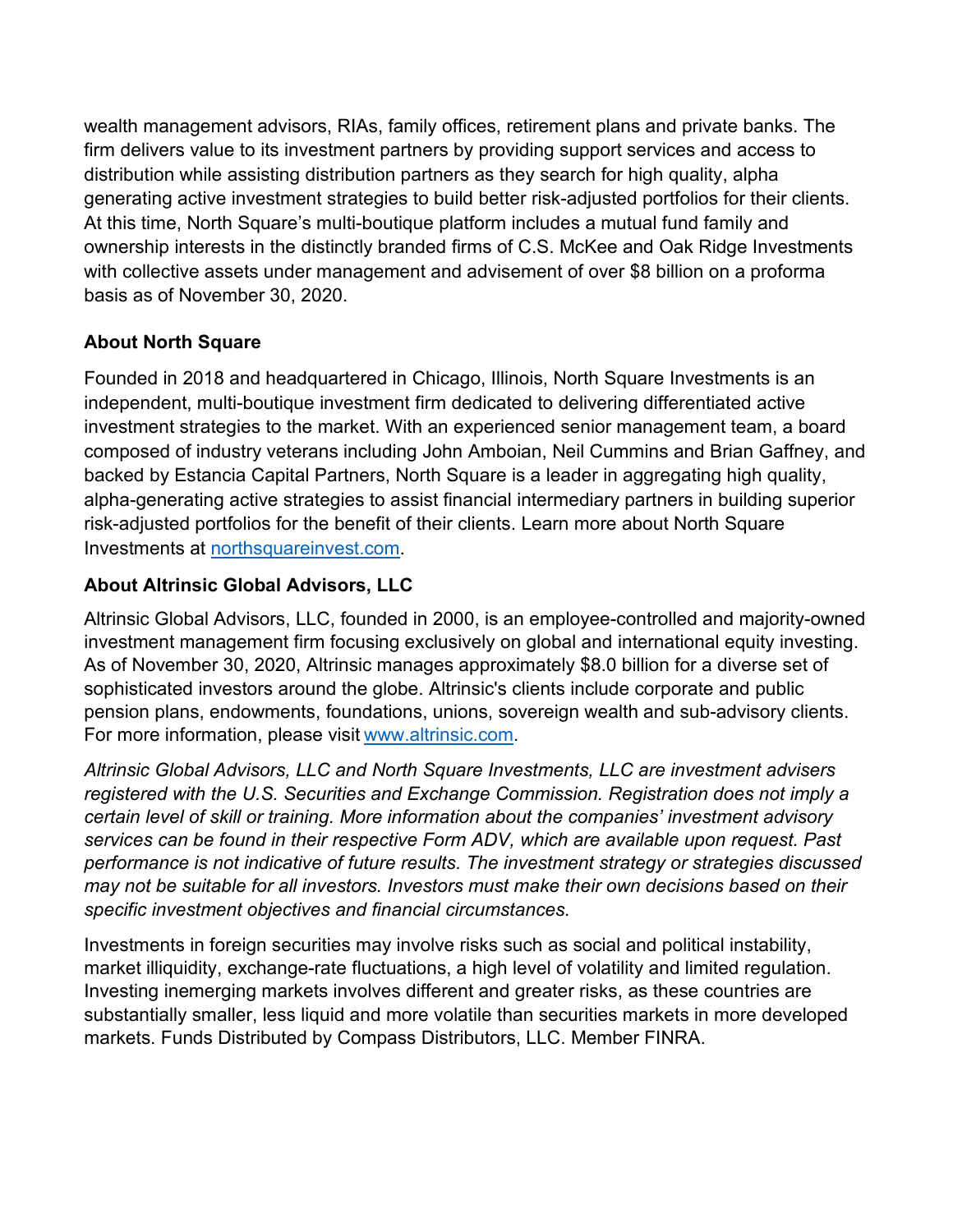wealth management advisors, RIAs, family offices, retirement plans and private banks. The firm delivers value to its investment partners by providing support services and access to distribution while assisting distribution partners as they search for high quality, alpha generating active investment strategies to build better risk-adjusted portfolios for their clients. At this time, North Square's multi-boutique platform includes a mutual fund family and ownership interests in the distinctly branded firms of C.S. McKee and Oak Ridge Investments with collective assets under management and advisement of over $8 billion on a proforma basis as of November 30, 2020.

**About North Square**

Founded in 2018 and headquartered in Chicago, Illinois, North Square Investments is an independent, multi-boutique investment firm dedicated to delivering differentiated active investment strategies to the market. With an experienced senior management team, a board composed of industry veterans including John Amboian, Neil Cummins and Brian Gaffney, and backed by Estancia Capital Partners, North Square is a leader in aggregating high quality, alpha-generating active strategies to assist financial intermediary partners in building superior risk-adjusted portfolios for the benefit of their clients. Learn more about North Square Investments at [northsquareinvest.com](northsquareinvest.com).

**About Altrinsic Global Advisors, LLC**

Altrinsic Global Advisors, LLC, founded in 2000, is an employee-controlled and majority-owned investment management firm focusing exclusively on global and international equity investing. As of November 30, 2020, Altrinsic manages approximately $8.0 billion for a diverse set of sophisticated investors around the globe. Altrinsic's clients include corporate and public pension plans, endowments, foundations, unions, sovereign wealth and sub-advisory clients. For more information, please visit [www.altrinsic.com](www.altrinsic.com).

*Altrinsic Global Advisors, LLC and North Square Investments, LLC are investment advisers registered with the U.S. Securities and Exchange Commission. Registration does not imply a certain level of skill or training. More information about the companies' investment advisory services can be found in their respective Form ADV, which are available upon request. Past performance is not indicative of future results. The investment strategy or strategies discussed may not be suitable for all investors. Investors must make their own decisions based on their specific investment objectives and financial circumstances.*

Investments in foreign securities may involve risks such as social and political instability, market illiquidity, exchange-rate fluctuations, a high level of volatility and limited regulation. Investing inemerging markets involves different and greater risks, as these countries are substantially smaller, less liquid and more volatile than securities markets in more developed markets. Funds Distributed by Compass Distributors, LLC. Member FINRA.